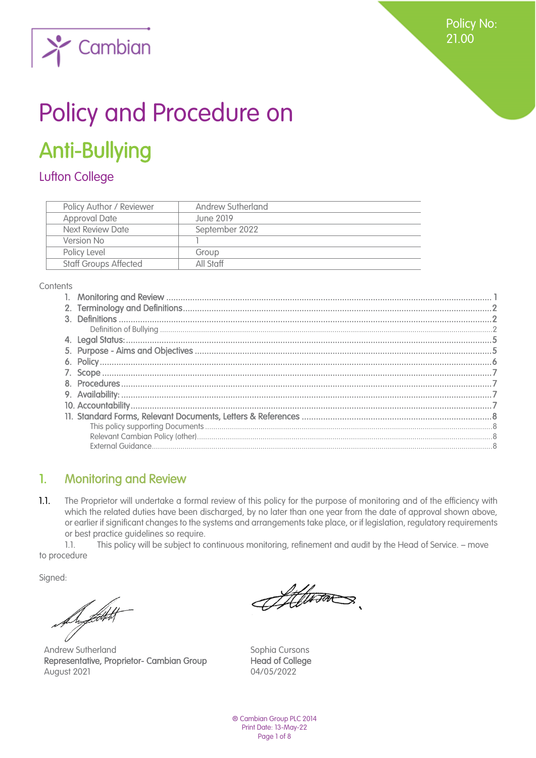Policy No: 21.00

# Policy and Procedure on

# Anti-Bullying

## Lufton College

| Policy Author / Reviewer | Andrew Sutherland |
|---|---|
| Approval Date | June 2019 |
| Next Review Date | September 2022 |
| Version No | 1 |
| Policy Level | Group |
| Staff Groups Affected | All Staff |

Contents

1. Monitoring and Review ........ 1
2. Terminology and Definitions ........ 2
3. Definitions ........ 2
   - Definition of Bullying ........ 2
4. Legal Status: ........ 5
5. Purpose - Aims and Objectives ........ 5
6. Policy ........ 6
7. Scope ........ 7
8. Procedures ........ 7
9. Availability: ........ 7
10. Accountability ........ 7
11. Standard Forms, Relevant Documents, Letters & References ........ 8
    - This policy supporting Documents ........ 8
    - Relevant Cambian Policy (other) ........ 8
    - External Guidance ........ 8

## 1. Monitoring and Review

**1.1.** The Proprietor will undertake a formal review of this policy for the purpose of monitoring and of the efficiency with which the related duties have been discharged, by no later than one year from the date of approval shown above, or earlier if significant changes to the systems and arrangements take place, or if legislation, regulatory requirements or best practice guidelines so require.

1.1. This policy will be subject to continuous monitoring, refinement and audit by the Head of Service. – move to procedure

Signed:

| | |
|---|---|
| Andrew Sutherland | Sophia Cursons |
| **Representative, Proprietor- Cambian Group** | **Head of College** |
| August 2021 | 04/05/2022 |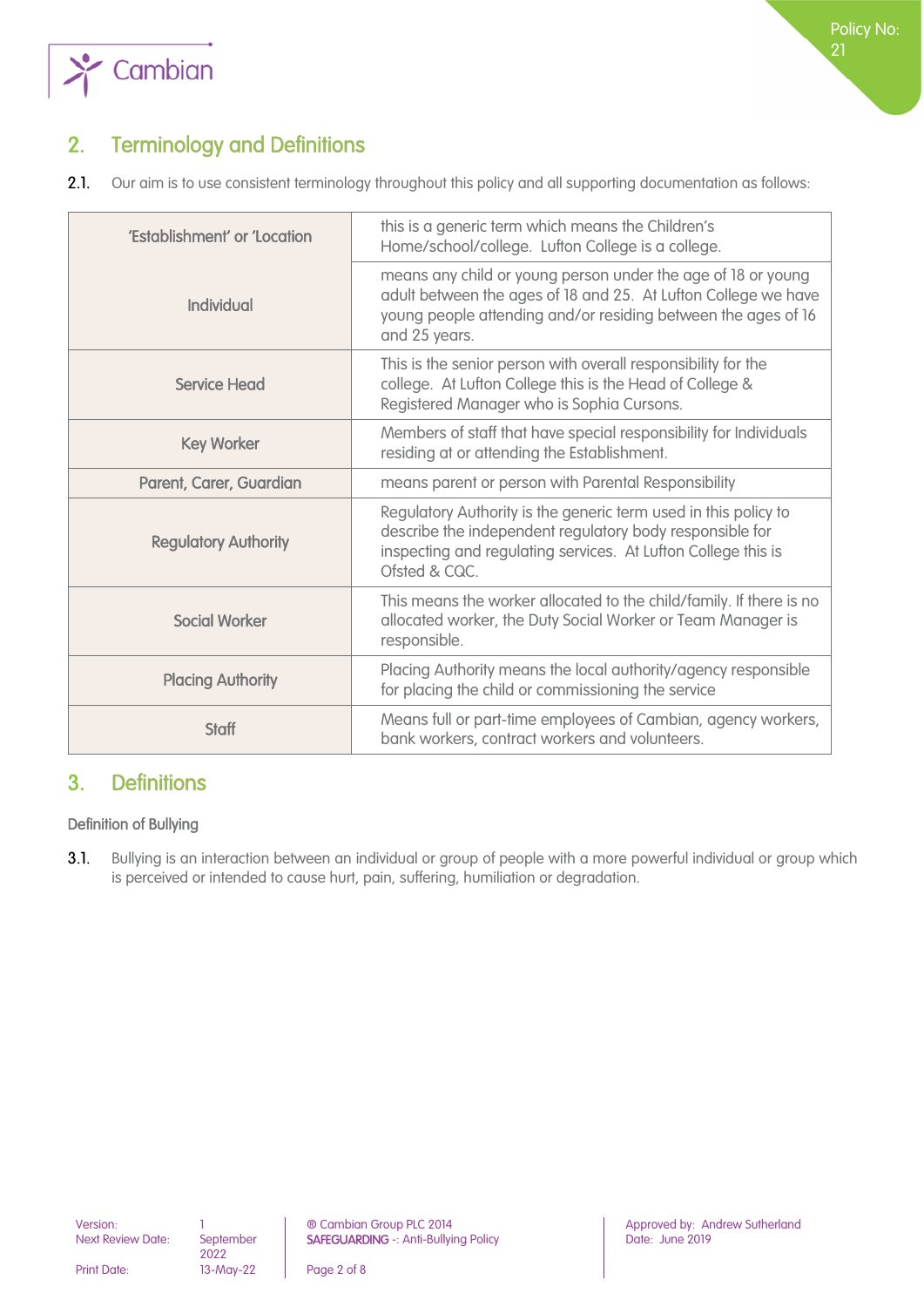## 2. Terminology and Definitions

2.1. Our aim is to use consistent terminology throughout this policy and all supporting documentation as follows:

| Term | Definition |
|---|---|
| 'Establishment' or 'Location | this is a generic term which means the Children's Home/school/college. Lufton College is a college. |
| Individual | means any child or young person under the age of 18 or young adult between the ages of 18 and 25. At Lufton College we have young people attending and/or residing between the ages of 16 and 25 years. |
| Service Head | This is the senior person with overall responsibility for the college. At Lufton College this is the Head of College & Registered Manager who is Sophia Cursons. |
| Key Worker | Members of staff that have special responsibility for Individuals residing at or attending the Establishment. |
| Parent, Carer, Guardian | means parent or person with Parental Responsibility |
| Regulatory Authority | Regulatory Authority is the generic term used in this policy to describe the independent regulatory body responsible for inspecting and regulating services. At Lufton College this is Ofsted & CQC. |
| Social Worker | This means the worker allocated to the child/family. If there is no allocated worker, the Duty Social Worker or Team Manager is responsible. |
| Placing Authority | Placing Authority means the local authority/agency responsible for placing the child or commissioning the service |
| Staff | Means full or part-time employees of Cambian, agency workers, bank workers, contract workers and volunteers. |

## 3. Definitions

### Definition of Bullying

3.1. Bullying is an interaction between an individual or group of people with a more powerful individual or group which is perceived or intended to cause hurt, pain, suffering, humiliation or degradation.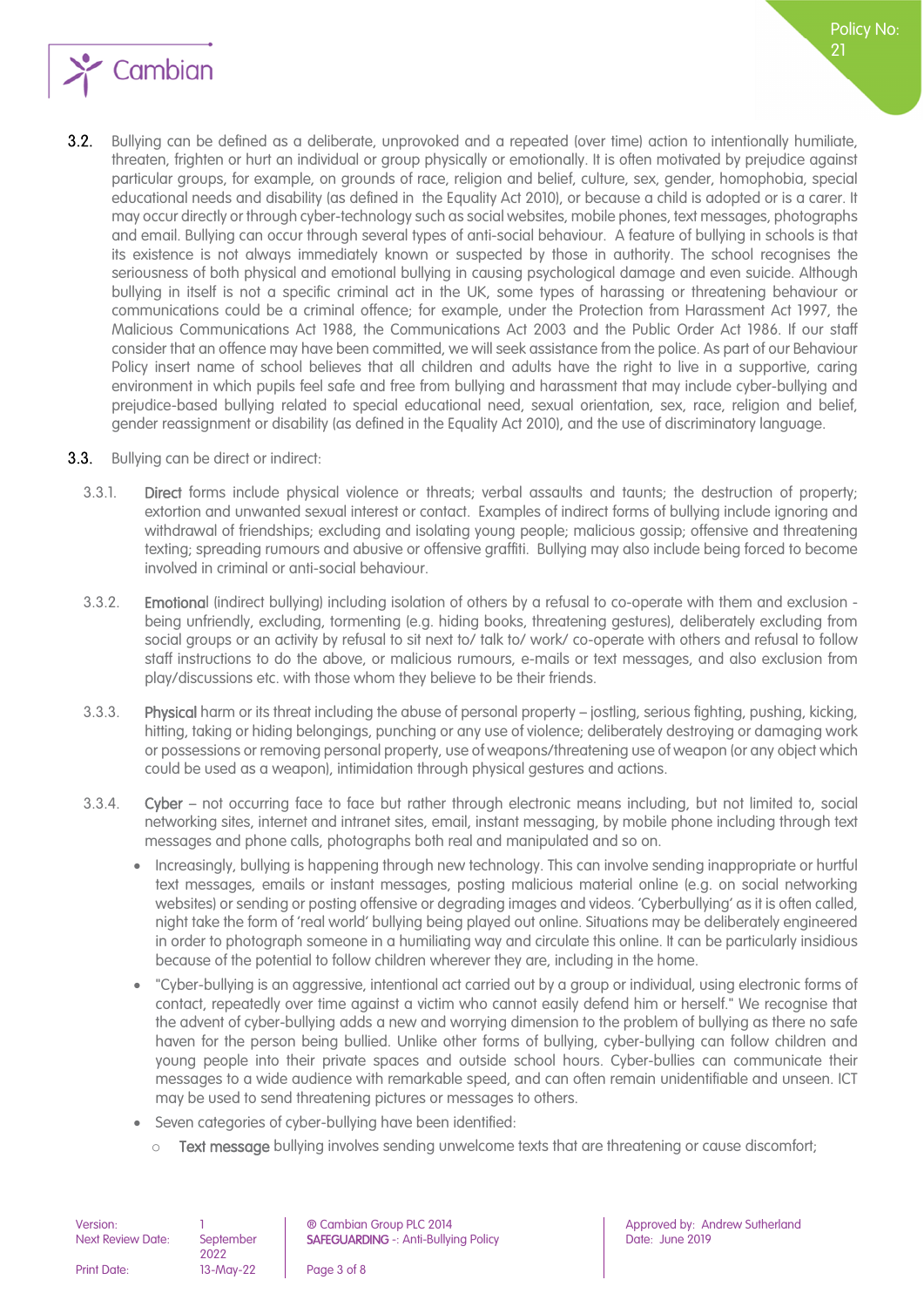**3.2.** Bullying can be defined as a deliberate, unprovoked and a repeated (over time) action to intentionally humiliate, threaten, frighten or hurt an individual or group physically or emotionally. It is often motivated by prejudice against particular groups, for example, on grounds of race, religion and belief, culture, sex, gender, homophobia, special educational needs and disability (as defined in the Equality Act 2010), or because a child is adopted or is a carer. It may occur directly or through cyber-technology such as social websites, mobile phones, text messages, photographs and email. Bullying can occur through several types of anti-social behaviour. A feature of bullying in schools is that its existence is not always immediately known or suspected by those in authority. The school recognises the seriousness of both physical and emotional bullying in causing psychological damage and even suicide. Although bullying in itself is not a specific criminal act in the UK, some types of harassing or threatening behaviour or communications could be a criminal offence; for example, under the Protection from Harassment Act 1997, the Malicious Communications Act 1988, the Communications Act 2003 and the Public Order Act 1986. If our staff consider that an offence may have been committed, we will seek assistance from the police. As part of our Behaviour Policy insert name of school believes that all children and adults have the right to live in a supportive, caring environment in which pupils feel safe and free from bullying and harassment that may include cyber-bullying and prejudice-based bullying related to special educational need, sexual orientation, sex, race, religion and belief, gender reassignment or disability (as defined in the Equality Act 2010), and the use of discriminatory language.

**3.3.** Bullying can be direct or indirect:

3.3.1. **Direct** forms include physical violence or threats; verbal assaults and taunts; the destruction of property; extortion and unwanted sexual interest or contact. Examples of indirect forms of bullying include ignoring and withdrawal of friendships; excluding and isolating young people; malicious gossip; offensive and threatening texting; spreading rumours and abusive or offensive graffiti. Bullying may also include being forced to become involved in criminal or anti-social behaviour.

3.3.2. **Emotional** (indirect bullying) including isolation of others by a refusal to co-operate with them and exclusion - being unfriendly, excluding, tormenting (e.g. hiding books, threatening gestures), deliberately excluding from social groups or an activity by refusal to sit next to/ talk to/ work/ co-operate with others and refusal to follow staff instructions to do the above, or malicious rumours, e-mails or text messages, and also exclusion from play/discussions etc. with those whom they believe to be their friends.

3.3.3. **Physical** harm or its threat including the abuse of personal property – jostling, serious fighting, pushing, kicking, hitting, taking or hiding belongings, punching or any use of violence; deliberately destroying or damaging work or possessions or removing personal property, use of weapons/threatening use of weapon (or any object which could be used as a weapon), intimidation through physical gestures and actions.

3.3.4. **Cyber** – not occurring face to face but rather through electronic means including, but not limited to, social networking sites, internet and intranet sites, email, instant messaging, by mobile phone including through text messages and phone calls, photographs both real and manipulated and so on.

- Increasingly, bullying is happening through new technology. This can involve sending inappropriate or hurtful text messages, emails or instant messages, posting malicious material online (e.g. on social networking websites) or sending or posting offensive or degrading images and videos. 'Cyberbullying' as it is often called, night take the form of 'real world' bullying being played out online. Situations may be deliberately engineered in order to photograph someone in a humiliating way and circulate this online. It can be particularly insidious because of the potential to follow children wherever they are, including in the home.
- "Cyber-bullying is an aggressive, intentional act carried out by a group or individual, using electronic forms of contact, repeatedly over time against a victim who cannot easily defend him or herself." We recognise that the advent of cyber-bullying adds a new and worrying dimension to the problem of bullying as there no safe haven for the person being bullied. Unlike other forms of bullying, cyber-bullying can follow children and young people into their private spaces and outside school hours. Cyber-bullies can communicate their messages to a wide audience with remarkable speed, and can often remain unidentifiable and unseen. ICT may be used to send threatening pictures or messages to others.
- Seven categories of cyber-bullying have been identified:
  - **Text message** bullying involves sending unwelcome texts that are threatening or cause discomfort;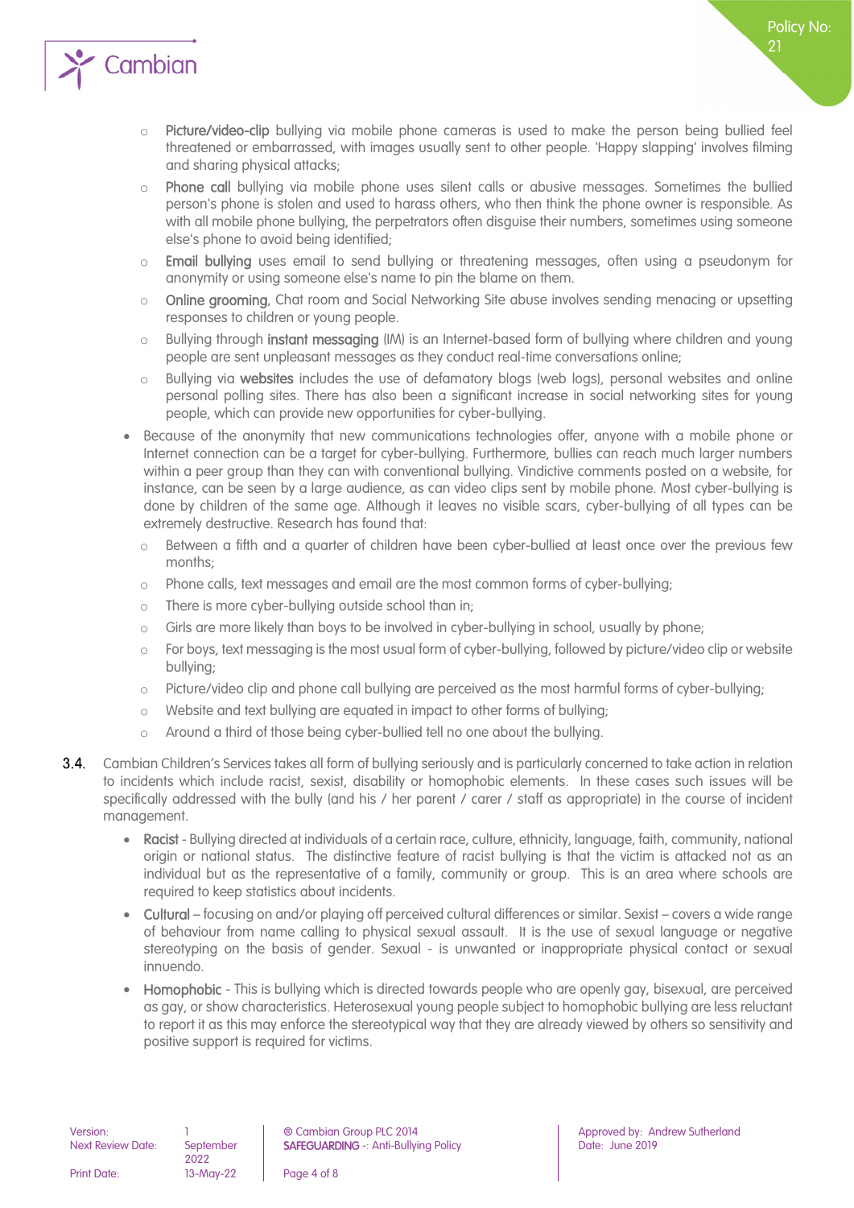- **Picture/video-clip** bullying via mobile phone cameras is used to make the person being bullied feel threatened or embarrassed, with images usually sent to other people. 'Happy slapping' involves filming and sharing physical attacks;
  - **Phone call** bullying via mobile phone uses silent calls or abusive messages. Sometimes the bullied person's phone is stolen and used to harass others, who then think the phone owner is responsible. As with all mobile phone bullying, the perpetrators often disguise their numbers, sometimes using someone else's phone to avoid being identified;
  - **Email bullying** uses email to send bullying or threatening messages, often using a pseudonym for anonymity or using someone else's name to pin the blame on them.
  - **Online grooming**, Chat room and Social Networking Site abuse involves sending menacing or upsetting responses to children or young people.
  - Bullying through **instant messaging** (IM) is an Internet-based form of bullying where children and young people are sent unpleasant messages as they conduct real-time conversations online;
  - Bullying via **websites** includes the use of defamatory blogs (web logs), personal websites and online personal polling sites. There has also been a significant increase in social networking sites for young people, which can provide new opportunities for cyber-bullying.

- Because of the anonymity that new communications technologies offer, anyone with a mobile phone or Internet connection can be a target for cyber-bullying. Furthermore, bullies can reach much larger numbers within a peer group than they can with conventional bullying. Vindictive comments posted on a website, for instance, can be seen by a large audience, as can video clips sent by mobile phone. Most cyber-bullying is done by children of the same age. Although it leaves no visible scars, cyber-bullying of all types can be extremely destructive. Research has found that:
  - Between a fifth and a quarter of children have been cyber-bullied at least once over the previous few months;
  - Phone calls, text messages and email are the most common forms of cyber-bullying;
  - There is more cyber-bullying outside school than in;
  - Girls are more likely than boys to be involved in cyber-bullying in school, usually by phone;
  - For boys, text messaging is the most usual form of cyber-bullying, followed by picture/video clip or website bullying;
  - Picture/video clip and phone call bullying are perceived as the most harmful forms of cyber-bullying;
  - Website and text bullying are equated in impact to other forms of bullying;
  - Around a third of those being cyber-bullied tell no one about the bullying.

**3.4.** Cambian Children's Services takes all form of bullying seriously and is particularly concerned to take action in relation to incidents which include racist, sexist, disability or homophobic elements. In these cases such issues will be specifically addressed with the bully (and his / her parent / carer / staff as appropriate) in the course of incident management.

- **Racist** - Bullying directed at individuals of a certain race, culture, ethnicity, language, faith, community, national origin or national status. The distinctive feature of racist bullying is that the victim is attacked not as an individual but as the representative of a family, community or group. This is an area where schools are required to keep statistics about incidents.
- **Cultural** – focusing on and/or playing off perceived cultural differences or similar. Sexist – covers a wide range of behaviour from name calling to physical sexual assault. It is the use of sexual language or negative stereotyping on the basis of gender. Sexual - is unwanted or inappropriate physical contact or sexual innuendo.
- **Homophobic** - This is bullying which is directed towards people who are openly gay, bisexual, are perceived as gay, or show characteristics. Heterosexual young people subject to homophobic bullying are less reluctant to report it as this may enforce the stereotypical way that they are already viewed by others so sensitivity and positive support is required for victims.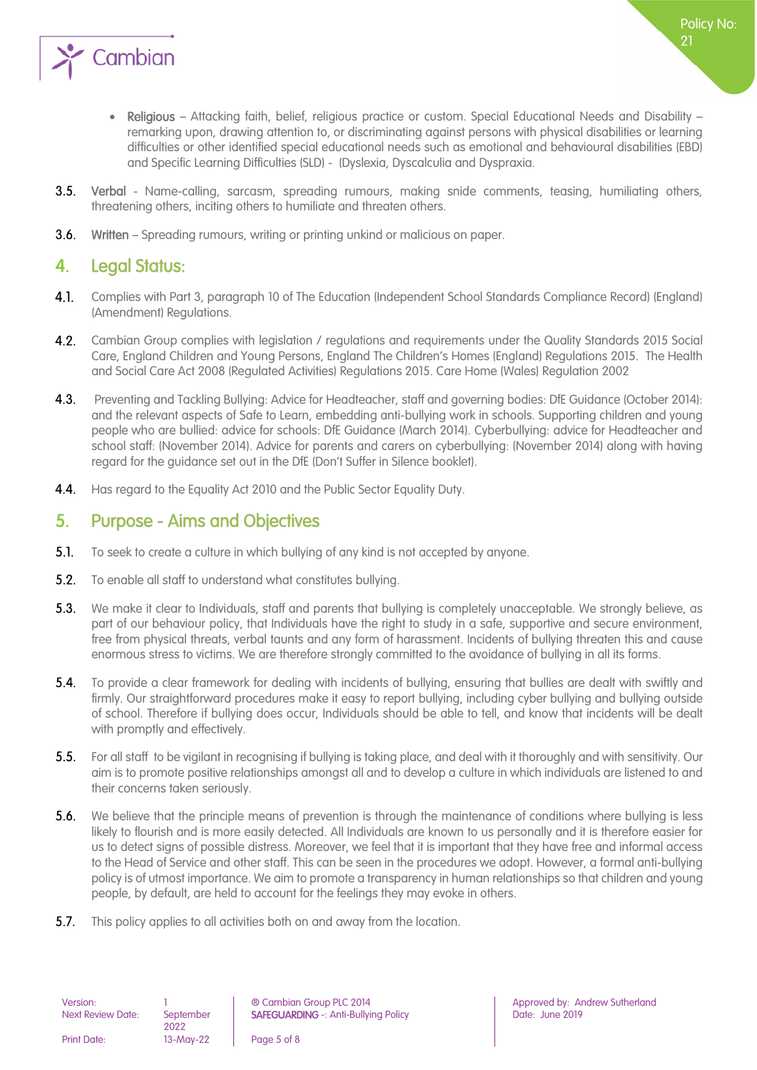- **Religious** – Attacking faith, belief, religious practice or custom. Special Educational Needs and Disability – remarking upon, drawing attention to, or discriminating against persons with physical disabilities or learning difficulties or other identified special educational needs such as emotional and behavioural disabilities (EBD) and Specific Learning Difficulties (SLD) - (Dyslexia, Dyscalculia and Dyspraxia.

**3.5.** **Verbal** - Name-calling, sarcasm, spreading rumours, making snide comments, teasing, humiliating others, threatening others, inciting others to humiliate and threaten others.

**3.6.** **Written** – Spreading rumours, writing or printing unkind or malicious on paper.

## 4. Legal Status:

**4.1.** Complies with Part 3, paragraph 10 of The Education (Independent School Standards Compliance Record) (England) (Amendment) Regulations.

**4.2.** Cambian Group complies with legislation / regulations and requirements under the Quality Standards 2015 Social Care, England Children and Young Persons, England The Children's Homes (England) Regulations 2015. The Health and Social Care Act 2008 (Regulated Activities) Regulations 2015. Care Home (Wales) Regulation 2002

**4.3.** Preventing and Tackling Bullying: Advice for Headteacher, staff and governing bodies: DfE Guidance (October 2014): and the relevant aspects of Safe to Learn, embedding anti-bullying work in schools. Supporting children and young people who are bullied: advice for schools: DfE Guidance (March 2014). Cyberbullying: advice for Headteacher and school staff: (November 2014). Advice for parents and carers on cyberbullying: (November 2014) along with having regard for the guidance set out in the DfE (Don't Suffer in Silence booklet).

**4.4.** Has regard to the Equality Act 2010 and the Public Sector Equality Duty.

## 5. Purpose - Aims and Objectives

**5.1.** To seek to create a culture in which bullying of any kind is not accepted by anyone.

**5.2.** To enable all staff to understand what constitutes bullying.

**5.3.** We make it clear to Individuals, staff and parents that bullying is completely unacceptable. We strongly believe, as part of our behaviour policy, that Individuals have the right to study in a safe, supportive and secure environment, free from physical threats, verbal taunts and any form of harassment. Incidents of bullying threaten this and cause enormous stress to victims. We are therefore strongly committed to the avoidance of bullying in all its forms.

**5.4.** To provide a clear framework for dealing with incidents of bullying, ensuring that bullies are dealt with swiftly and firmly. Our straightforward procedures make it easy to report bullying, including cyber bullying and bullying outside of school. Therefore if bullying does occur, Individuals should be able to tell, and know that incidents will be dealt with promptly and effectively.

**5.5.** For all staff to be vigilant in recognising if bullying is taking place, and deal with it thoroughly and with sensitivity. Our aim is to promote positive relationships amongst all and to develop a culture in which individuals are listened to and their concerns taken seriously.

**5.6.** We believe that the principle means of prevention is through the maintenance of conditions where bullying is less likely to flourish and is more easily detected. All Individuals are known to us personally and it is therefore easier for us to detect signs of possible distress. Moreover, we feel that it is important that they have free and informal access to the Head of Service and other staff. This can be seen in the procedures we adopt. However, a formal anti-bullying policy is of utmost importance. We aim to promote a transparency in human relationships so that children and young people, by default, are held to account for the feelings they may evoke in others.

**5.7.** This policy applies to all activities both on and away from the location.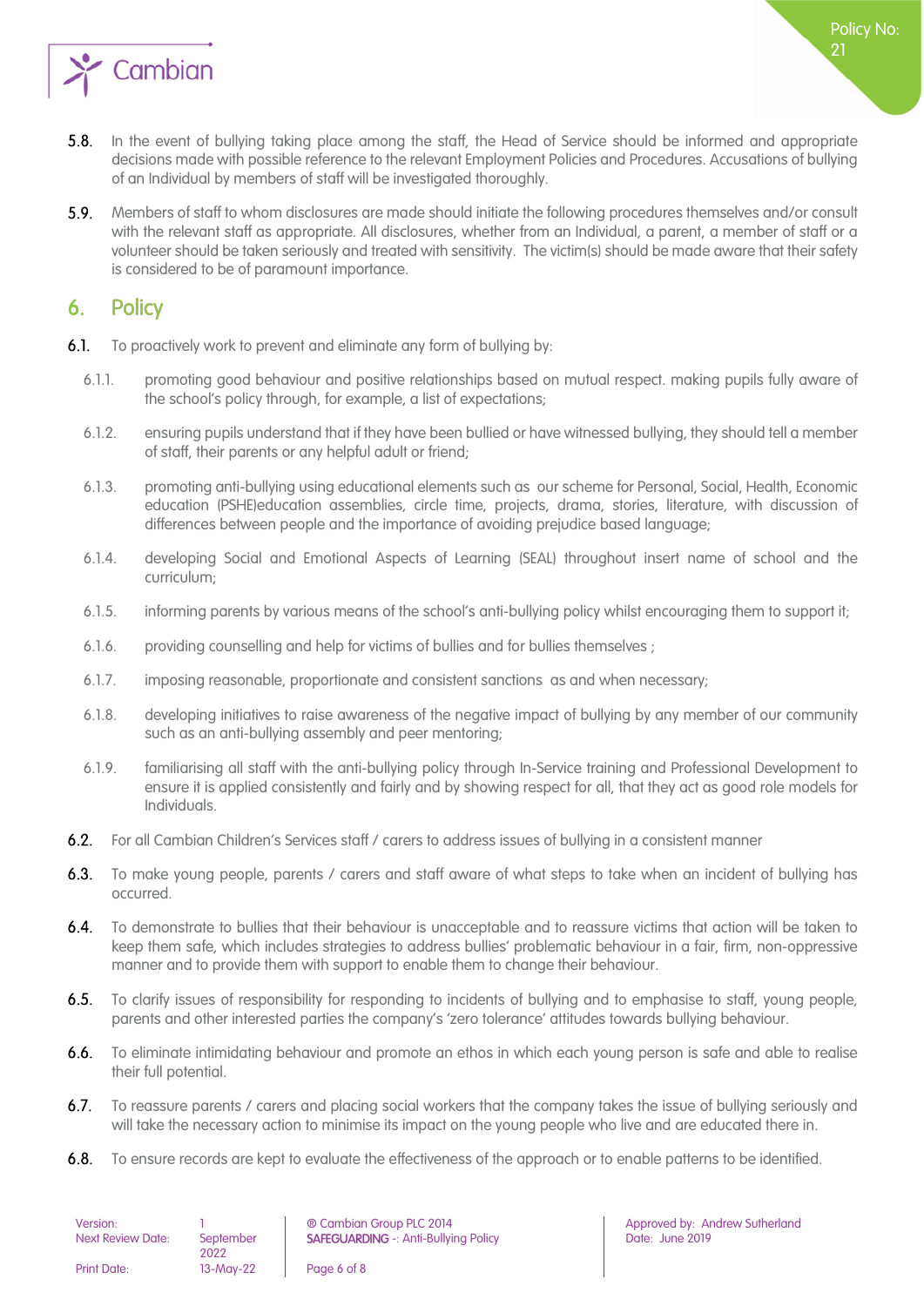5.8. In the event of bullying taking place among the staff, the Head of Service should be informed and appropriate decisions made with possible reference to the relevant Employment Policies and Procedures. Accusations of bullying of an Individual by members of staff will be investigated thoroughly.

5.9. Members of staff to whom disclosures are made should initiate the following procedures themselves and/or consult with the relevant staff as appropriate. All disclosures, whether from an Individual, a parent, a member of staff or a volunteer should be taken seriously and treated with sensitivity. The victim(s) should be made aware that their safety is considered to be of paramount importance.

## 6. Policy

6.1. To proactively work to prevent and eliminate any form of bullying by:

- 6.1.1. promoting good behaviour and positive relationships based on mutual respect. making pupils fully aware of the school's policy through, for example, a list of expectations;
- 6.1.2. ensuring pupils understand that if they have been bullied or have witnessed bullying, they should tell a member of staff, their parents or any helpful adult or friend;
- 6.1.3. promoting anti-bullying using educational elements such as our scheme for Personal, Social, Health, Economic education (PSHE)education assemblies, circle time, projects, drama, stories, literature, with discussion of differences between people and the importance of avoiding prejudice based language;
- 6.1.4. developing Social and Emotional Aspects of Learning (SEAL) throughout insert name of school and the curriculum;
- 6.1.5. informing parents by various means of the school's anti-bullying policy whilst encouraging them to support it;
- 6.1.6. providing counselling and help for victims of bullies and for bullies themselves ;
- 6.1.7. imposing reasonable, proportionate and consistent sanctions as and when necessary;
- 6.1.8. developing initiatives to raise awareness of the negative impact of bullying by any member of our community such as an anti-bullying assembly and peer mentoring;
- 6.1.9. familiarising all staff with the anti-bullying policy through In-Service training and Professional Development to ensure it is applied consistently and fairly and by showing respect for all, that they act as good role models for Individuals.

6.2. For all Cambian Children's Services staff / carers to address issues of bullying in a consistent manner

6.3. To make young people, parents / carers and staff aware of what steps to take when an incident of bullying has occurred.

6.4. To demonstrate to bullies that their behaviour is unacceptable and to reassure victims that action will be taken to keep them safe, which includes strategies to address bullies' problematic behaviour in a fair, firm, non-oppressive manner and to provide them with support to enable them to change their behaviour.

6.5. To clarify issues of responsibility for responding to incidents of bullying and to emphasise to staff, young people, parents and other interested parties the company's 'zero tolerance' attitudes towards bullying behaviour.

6.6. To eliminate intimidating behaviour and promote an ethos in which each young person is safe and able to realise their full potential.

6.7. To reassure parents / carers and placing social workers that the company takes the issue of bullying seriously and will take the necessary action to minimise its impact on the young people who live and are educated there in.

6.8. To ensure records are kept to evaluate the effectiveness of the approach or to enable patterns to be identified.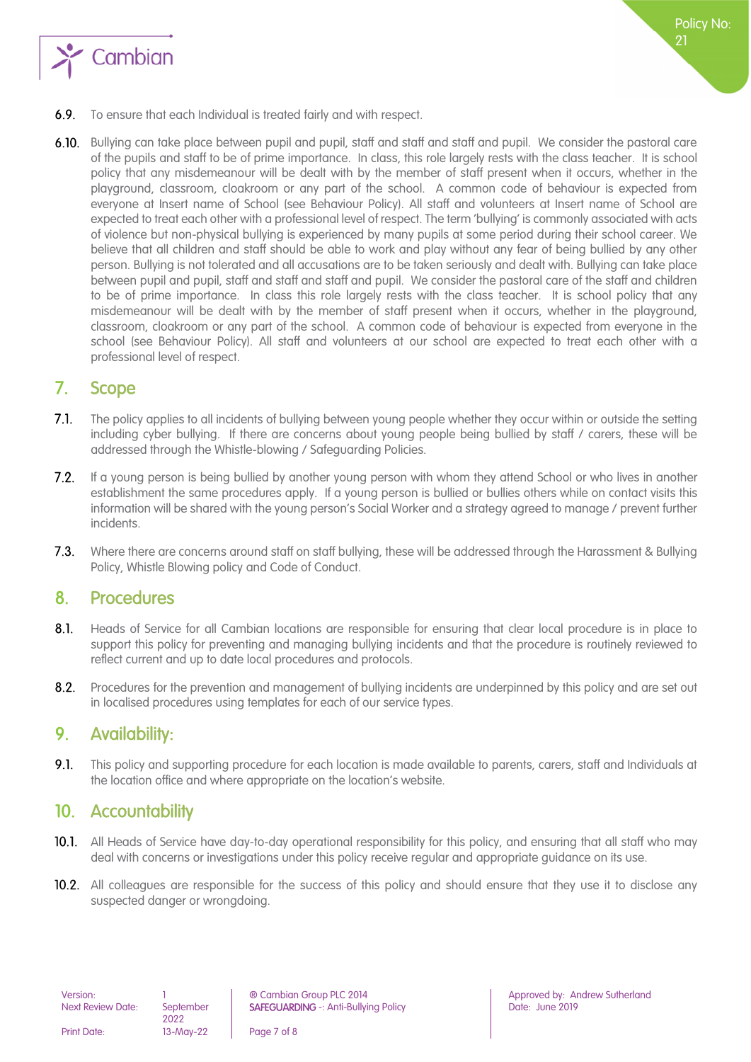6.9. To ensure that each Individual is treated fairly and with respect.

6.10. Bullying can take place between pupil and pupil, staff and staff and staff and pupil. We consider the pastoral care of the pupils and staff to be of prime importance. In class, this role largely rests with the class teacher. It is school policy that any misdemeanour will be dealt with by the member of staff present when it occurs, whether in the playground, classroom, cloakroom or any part of the school. A common code of behaviour is expected from everyone at Insert name of School (see Behaviour Policy). All staff and volunteers at Insert name of School are expected to treat each other with a professional level of respect. The term 'bullying' is commonly associated with acts of violence but non-physical bullying is experienced by many pupils at some period during their school career. We believe that all children and staff should be able to work and play without any fear of being bullied by any other person. Bullying is not tolerated and all accusations are to be taken seriously and dealt with. Bullying can take place between pupil and pupil, staff and staff and staff and pupil. We consider the pastoral care of the staff and children to be of prime importance. In class this role largely rests with the class teacher. It is school policy that any misdemeanour will be dealt with by the member of staff present when it occurs, whether in the playground, classroom, cloakroom or any part of the school. A common code of behaviour is expected from everyone in the school (see Behaviour Policy). All staff and volunteers at our school are expected to treat each other with a professional level of respect.

## 7. Scope

7.1. The policy applies to all incidents of bullying between young people whether they occur within or outside the setting including cyber bullying. If there are concerns about young people being bullied by staff / carers, these will be addressed through the Whistle-blowing / Safeguarding Policies.

7.2. If a young person is being bullied by another young person with whom they attend School or who lives in another establishment the same procedures apply. If a young person is bullied or bullies others while on contact visits this information will be shared with the young person's Social Worker and a strategy agreed to manage / prevent further incidents.

7.3. Where there are concerns around staff on staff bullying, these will be addressed through the Harassment & Bullying Policy, Whistle Blowing policy and Code of Conduct.

## 8. Procedures

8.1. Heads of Service for all Cambian locations are responsible for ensuring that clear local procedure is in place to support this policy for preventing and managing bullying incidents and that the procedure is routinely reviewed to reflect current and up to date local procedures and protocols.

8.2. Procedures for the prevention and management of bullying incidents are underpinned by this policy and are set out in localised procedures using templates for each of our service types.

## 9. Availability:

9.1. This policy and supporting procedure for each location is made available to parents, carers, staff and Individuals at the location office and where appropriate on the location's website.

## 10. Accountability

10.1. All Heads of Service have day-to-day operational responsibility for this policy, and ensuring that all staff who may deal with concerns or investigations under this policy receive regular and appropriate guidance on its use.

10.2. All colleagues are responsible for the success of this policy and should ensure that they use it to disclose any suspected danger or wrongdoing.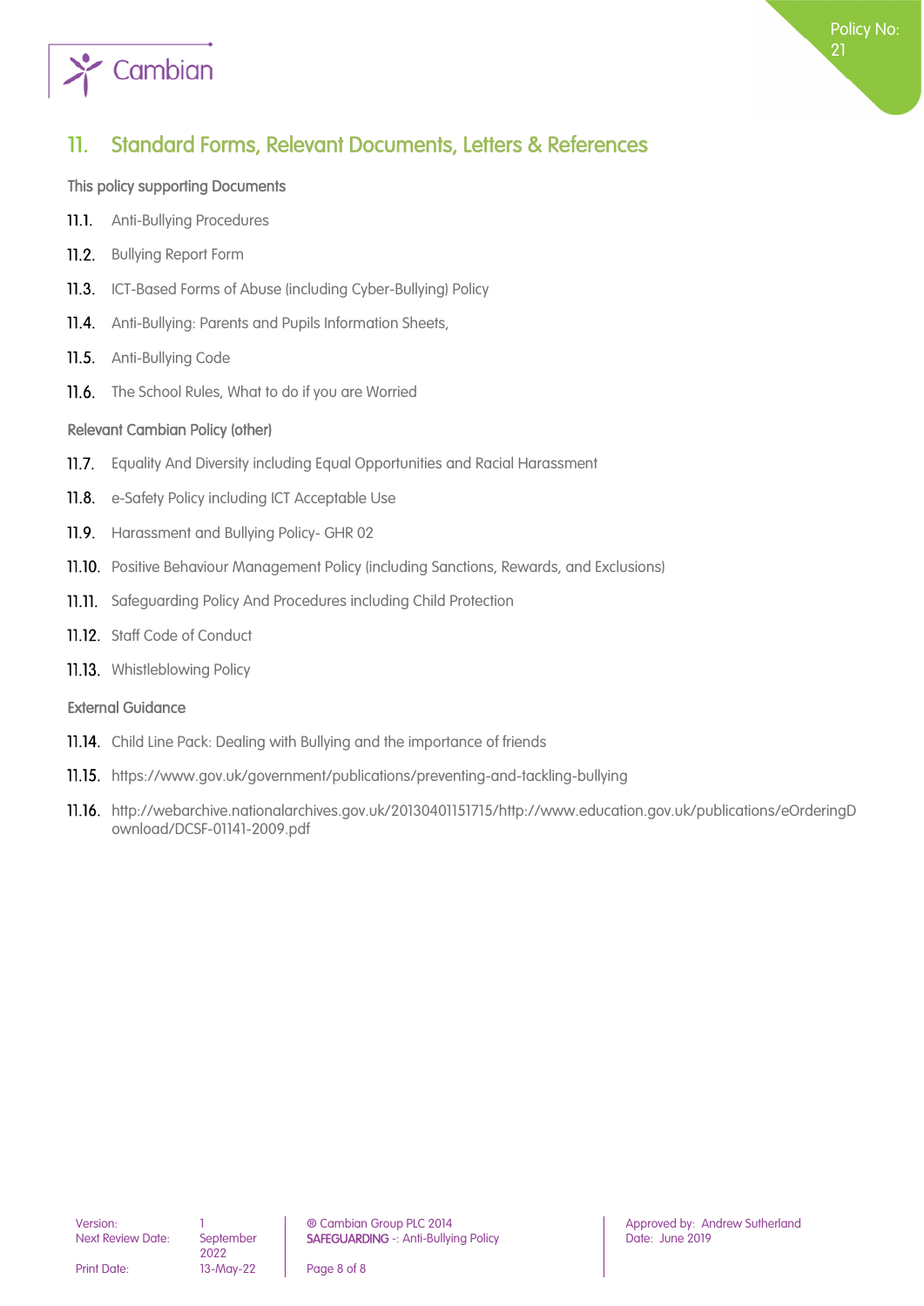## 11. Standard Forms, Relevant Documents, Letters & References

This policy supporting Documents

11.1. Anti-Bullying Procedures

11.2. Bullying Report Form

11.3. ICT-Based Forms of Abuse (including Cyber-Bullying) Policy

11.4. Anti-Bullying: Parents and Pupils Information Sheets,

11.5. Anti-Bullying Code

11.6. The School Rules, What to do if you are Worried

Relevant Cambian Policy (other)

11.7. Equality And Diversity including Equal Opportunities and Racial Harassment

11.8. e-Safety Policy including ICT Acceptable Use

11.9. Harassment and Bullying Policy- GHR 02

11.10. Positive Behaviour Management Policy (including Sanctions, Rewards, and Exclusions)

11.11. Safeguarding Policy And Procedures including Child Protection

11.12. Staff Code of Conduct

11.13. Whistleblowing Policy

External Guidance

11.14. Child Line Pack: Dealing with Bullying and the importance of friends

11.15. https://www.gov.uk/government/publications/preventing-and-tackling-bullying

11.16. http://webarchive.nationalarchives.gov.uk/20130401151715/http://www.education.gov.uk/publications/eOrderingDownload/DCSF-01141-2009.pdf